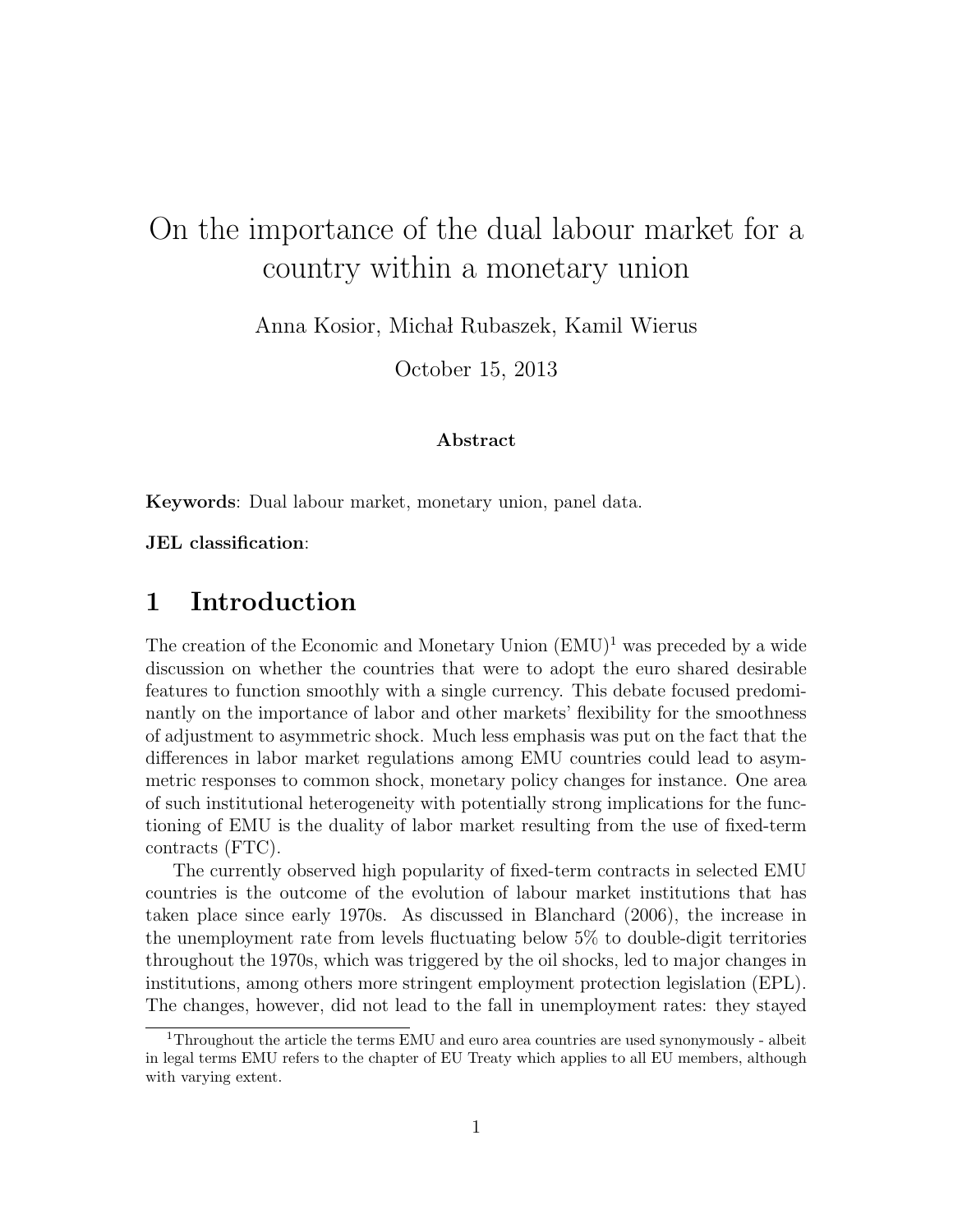# On the importance of the dual labour market for a country within a monetary union

Anna Kosior, Michał Rubaszek, Kamil Wierus

October 15, 2013

**Abstract**

**Keywords**: Dual labour market, monetary union, panel data.

**JEL classification**:

## 1 Introduction

The creation of the Economic and Monetary Union (EMU)[1] was preceded by a wide discussion on whether the countries that were to adopt the euro shared desirable features to function smoothly with a single currency. This debate focused predominantly on the importance of labor and other markets' flexibility for the smoothness of adjustment to asymmetric shock. Much less emphasis was put on the fact that the differences in labor market regulations among EMU countries could lead to asymmetric responses to common shock, monetary policy changes for instance. One area of such institutional heterogeneity with potentially strong implications for the functioning of EMU is the duality of labor market resulting from the use of fixed-term contracts (FTC).

The currently observed high popularity of fixed-term contracts in selected EMU countries is the outcome of the evolution of labour market institutions that has taken place since early 1970s. As discussed in Blanchard (2006), the increase in the unemployment rate from levels fluctuating below 5% to double-digit territories throughout the 1970s, which was triggered by the oil shocks, led to major changes in institutions, among others more stringent employment protection legislation (EPL). The changes, however, did not lead to the fall in unemployment rates: they stayed

[1] Throughout the article the terms EMU and euro area countries are used synonymously - albeit in legal terms EMU refers to the chapter of EU Treaty which applies to all EU members, although with varying extent.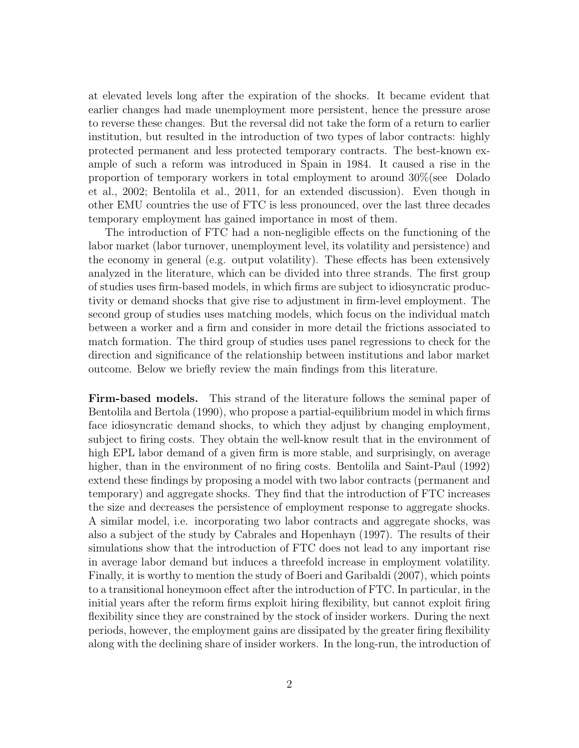at elevated levels long after the expiration of the shocks. It became evident that earlier changes had made unemployment more persistent, hence the pressure arose to reverse these changes. But the reversal did not take the form of a return to earlier institution, but resulted in the introduction of two types of labor contracts: highly protected permanent and less protected temporary contracts. The best-known example of such a reform was introduced in Spain in 1984. It caused a rise in the proportion of temporary workers in total employment to around 30%(see Dolado et al., 2002; Bentolila et al., 2011, for an extended discussion). Even though in other EMU countries the use of FTC is less pronounced, over the last three decades temporary employment has gained importance in most of them.

The introduction of FTC had a non-negligible effects on the functioning of the labor market (labor turnover, unemployment level, its volatility and persistence) and the economy in general (e.g. output volatility). These effects has been extensively analyzed in the literature, which can be divided into three strands. The first group of studies uses firm-based models, in which firms are subject to idiosyncratic productivity or demand shocks that give rise to adjustment in firm-level employment. The second group of studies uses matching models, which focus on the individual match between a worker and a firm and consider in more detail the frictions associated to match formation. The third group of studies uses panel regressions to check for the direction and significance of the relationship between institutions and labor market outcome. Below we briefly review the main findings from this literature.

**Firm-based models.** This strand of the literature follows the seminal paper of Bentolila and Bertola (1990), who propose a partial-equilibrium model in which firms face idiosyncratic demand shocks, to which they adjust by changing employment, subject to firing costs. They obtain the well-know result that in the environment of high EPL labor demand of a given firm is more stable, and surprisingly, on average higher, than in the environment of no firing costs. Bentolila and Saint-Paul (1992) extend these findings by proposing a model with two labor contracts (permanent and temporary) and aggregate shocks. They find that the introduction of FTC increases the size and decreases the persistence of employment response to aggregate shocks. A similar model, i.e. incorporating two labor contracts and aggregate shocks, was also a subject of the study by Cabrales and Hopenhayn (1997). The results of their simulations show that the introduction of FTC does not lead to any important rise in average labor demand but induces a threefold increase in employment volatility. Finally, it is worthy to mention the study of Boeri and Garibaldi (2007), which points to a transitional honeymoon effect after the introduction of FTC. In particular, in the initial years after the reform firms exploit hiring flexibility, but cannot exploit firing flexibility since they are constrained by the stock of insider workers. During the next periods, however, the employment gains are dissipated by the greater firing flexibility along with the declining share of insider workers. In the long-run, the introduction of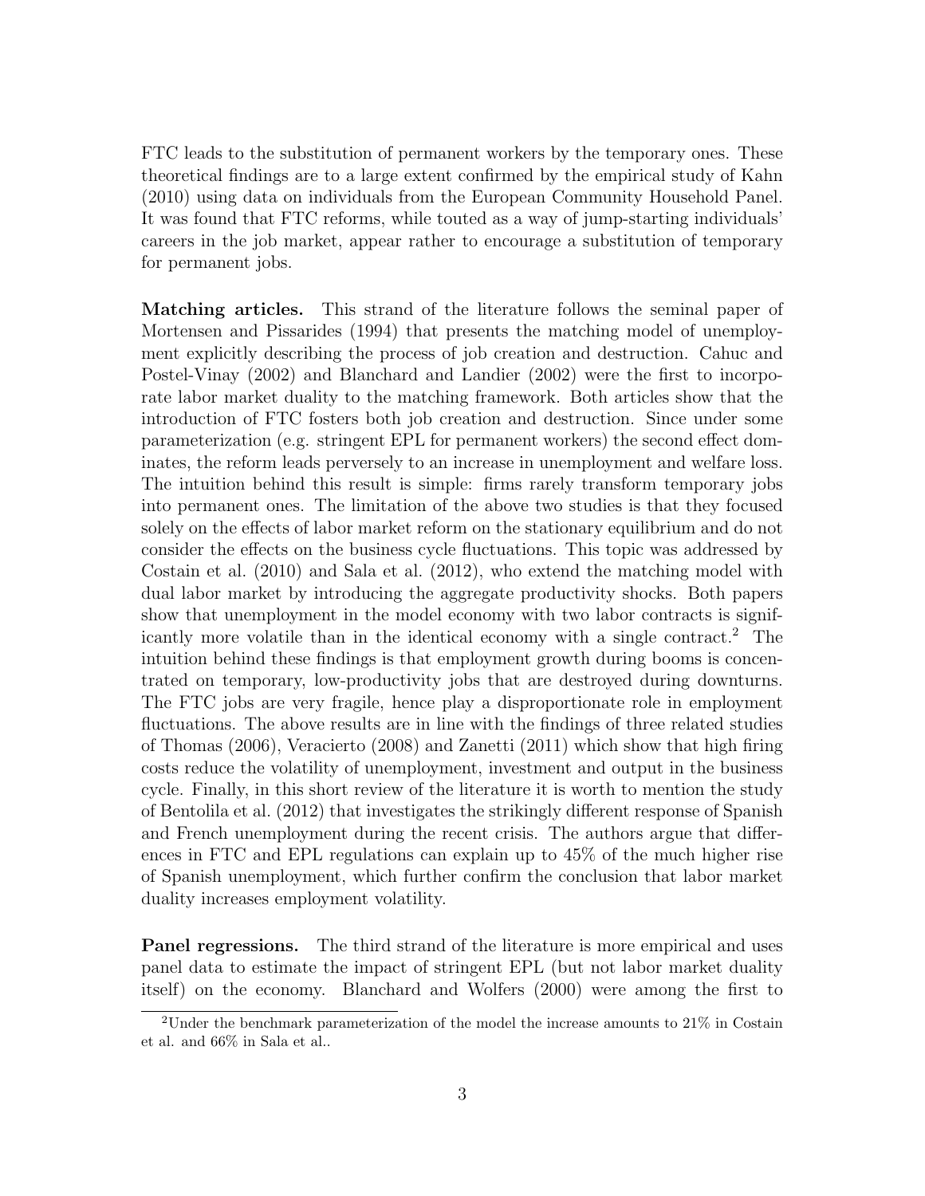FTC leads to the substitution of permanent workers by the temporary ones. These theoretical findings are to a large extent confirmed by the empirical study of Kahn (2010) using data on individuals from the European Community Household Panel. It was found that FTC reforms, while touted as a way of jump-starting individuals' careers in the job market, appear rather to encourage a substitution of temporary for permanent jobs.

**Matching articles.** This strand of the literature follows the seminal paper of Mortensen and Pissarides (1994) that presents the matching model of unemployment explicitly describing the process of job creation and destruction. Cahuc and Postel-Vinay (2002) and Blanchard and Landier (2002) were the first to incorporate labor market duality to the matching framework. Both articles show that the introduction of FTC fosters both job creation and destruction. Since under some parameterization (e.g. stringent EPL for permanent workers) the second effect dominates, the reform leads perversely to an increase in unemployment and welfare loss. The intuition behind this result is simple: firms rarely transform temporary jobs into permanent ones. The limitation of the above two studies is that they focused solely on the effects of labor market reform on the stationary equilibrium and do not consider the effects on the business cycle fluctuations. This topic was addressed by Costain et al. (2010) and Sala et al. (2012), who extend the matching model with dual labor market by introducing the aggregate productivity shocks. Both papers show that unemployment in the model economy with two labor contracts is significantly more volatile than in the identical economy with a single contract.[2] The intuition behind these findings is that employment growth during booms is concentrated on temporary, low-productivity jobs that are destroyed during downturns. The FTC jobs are very fragile, hence play a disproportionate role in employment fluctuations. The above results are in line with the findings of three related studies of Thomas (2006), Veracierto (2008) and Zanetti (2011) which show that high firing costs reduce the volatility of unemployment, investment and output in the business cycle. Finally, in this short review of the literature it is worth to mention the study of Bentolila et al. (2012) that investigates the strikingly different response of Spanish and French unemployment during the recent crisis. The authors argue that differences in FTC and EPL regulations can explain up to 45% of the much higher rise of Spanish unemployment, which further confirm the conclusion that labor market duality increases employment volatility.

**Panel regressions.** The third strand of the literature is more empirical and uses panel data to estimate the impact of stringent EPL (but not labor market duality itself) on the economy. Blanchard and Wolfers (2000) were among the first to

[2] Under the benchmark parameterization of the model the increase amounts to 21% in Costain et al. and 66% in Sala et al..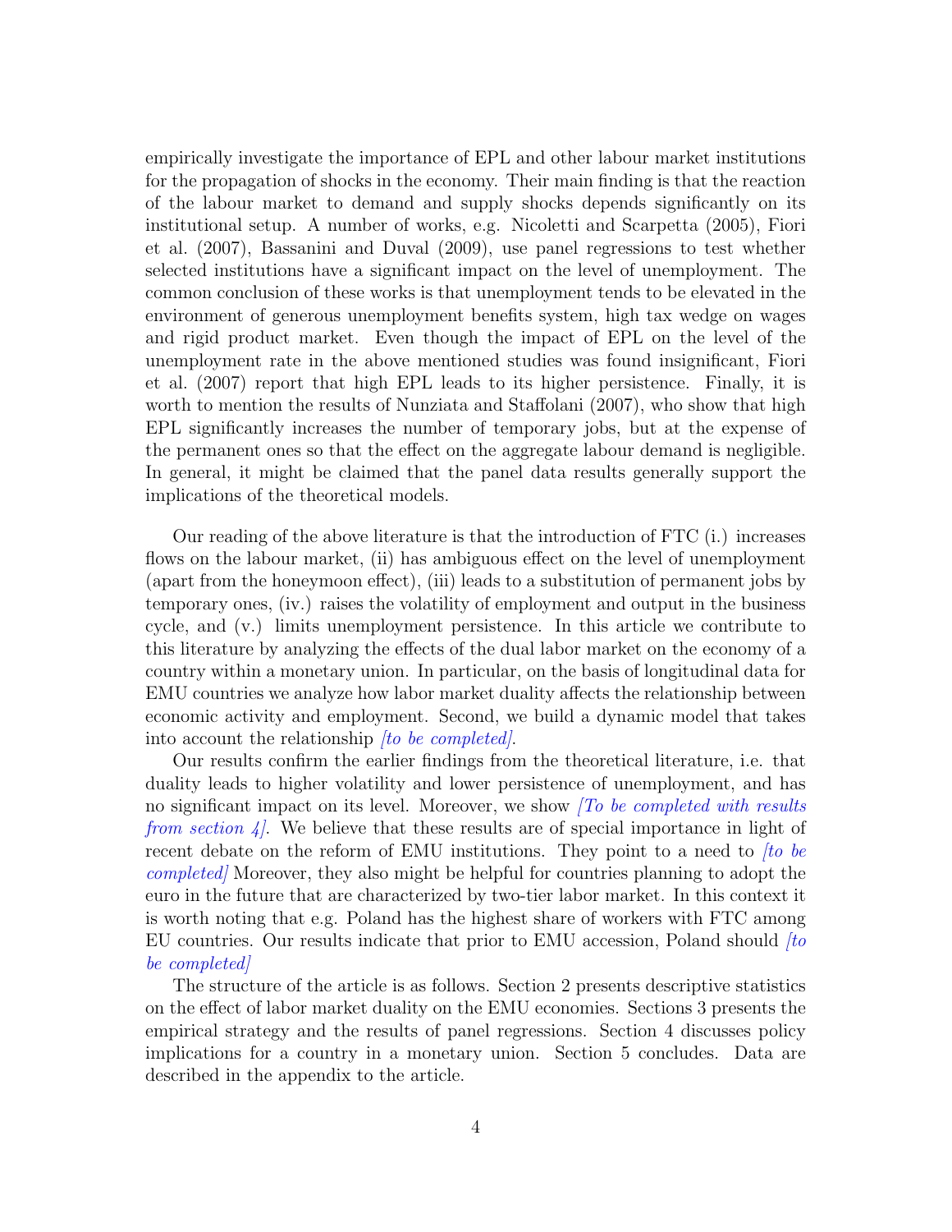empirically investigate the importance of EPL and other labour market institutions for the propagation of shocks in the economy. Their main finding is that the reaction of the labour market to demand and supply shocks depends significantly on its institutional setup. A number of works, e.g. Nicoletti and Scarpetta (2005), Fiori et al. (2007), Bassanini and Duval (2009), use panel regressions to test whether selected institutions have a significant impact on the level of unemployment. The common conclusion of these works is that unemployment tends to be elevated in the environment of generous unemployment benefits system, high tax wedge on wages and rigid product market. Even though the impact of EPL on the level of the unemployment rate in the above mentioned studies was found insignificant, Fiori et al. (2007) report that high EPL leads to its higher persistence. Finally, it is worth to mention the results of Nunziata and Staffolani (2007), who show that high EPL significantly increases the number of temporary jobs, but at the expense of the permanent ones so that the effect on the aggregate labour demand is negligible. In general, it might be claimed that the panel data results generally support the implications of the theoretical models.

Our reading of the above literature is that the introduction of FTC (i.) increases flows on the labour market, (ii) has ambiguous effect on the level of unemployment (apart from the honeymoon effect), (iii) leads to a substitution of permanent jobs by temporary ones, (iv.) raises the volatility of employment and output in the business cycle, and (v.) limits unemployment persistence. In this article we contribute to this literature by analyzing the effects of the dual labor market on the economy of a country within a monetary union. In particular, on the basis of longitudinal data for EMU countries we analyze how labor market duality affects the relationship between economic activity and employment. Second, we build a dynamic model that takes into account the relationship *[to be completed]*.

Our results confirm the earlier findings from the theoretical literature, i.e. that duality leads to higher volatility and lower persistence of unemployment, and has no significant impact on its level. Moreover, we show *[To be completed with results from section 4]*. We believe that these results are of special importance in light of recent debate on the reform of EMU institutions. They point to a need to *[to be completed]* Moreover, they also might be helpful for countries planning to adopt the euro in the future that are characterized by two-tier labor market. In this context it is worth noting that e.g. Poland has the highest share of workers with FTC among EU countries. Our results indicate that prior to EMU accession, Poland should *[to be completed]*

The structure of the article is as follows. Section 2 presents descriptive statistics on the effect of labor market duality on the EMU economies. Sections 3 presents the empirical strategy and the results of panel regressions. Section 4 discusses policy implications for a country in a monetary union. Section 5 concludes. Data are described in the appendix to the article.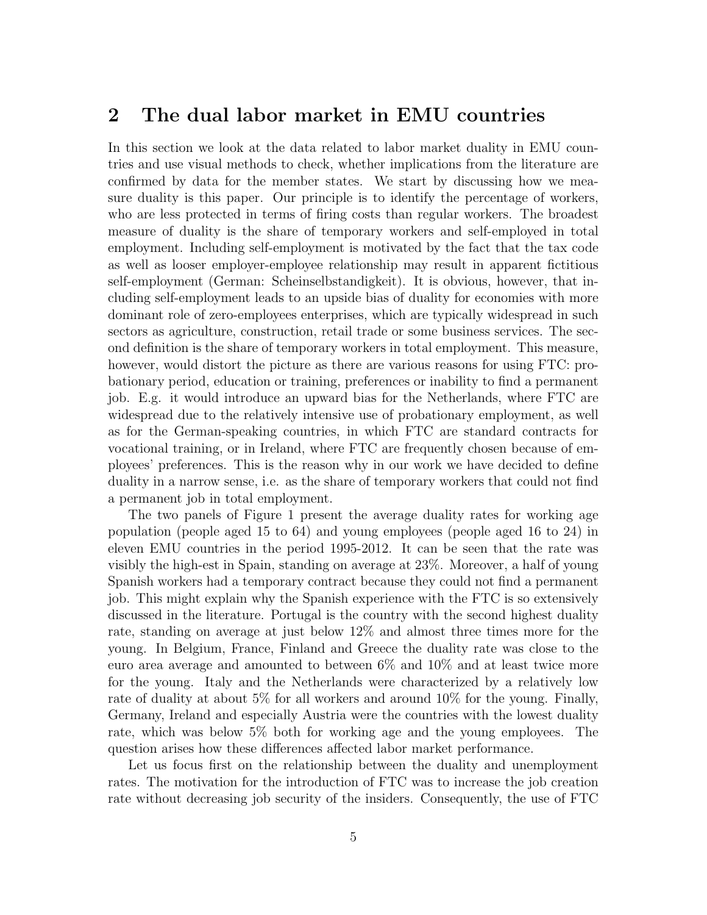## 2 The dual labor market in EMU countries

In this section we look at the data related to labor market duality in EMU countries and use visual methods to check, whether implications from the literature are confirmed by data for the member states. We start by discussing how we measure duality is this paper. Our principle is to identify the percentage of workers, who are less protected in terms of firing costs than regular workers. The broadest measure of duality is the share of temporary workers and self-employed in total employment. Including self-employment is motivated by the fact that the tax code as well as looser employer-employee relationship may result in apparent fictitious self-employment (German: Scheinselbstandigkeit). It is obvious, however, that including self-employment leads to an upside bias of duality for economies with more dominant role of zero-employees enterprises, which are typically widespread in such sectors as agriculture, construction, retail trade or some business services. The second definition is the share of temporary workers in total employment. This measure, however, would distort the picture as there are various reasons for using FTC: probationary period, education or training, preferences or inability to find a permanent job. E.g. it would introduce an upward bias for the Netherlands, where FTC are widespread due to the relatively intensive use of probationary employment, as well as for the German-speaking countries, in which FTC are standard contracts for vocational training, or in Ireland, where FTC are frequently chosen because of employees' preferences. This is the reason why in our work we have decided to define duality in a narrow sense, i.e. as the share of temporary workers that could not find a permanent job in total employment.

The two panels of Figure 1 present the average duality rates for working age population (people aged 15 to 64) and young employees (people aged 16 to 24) in eleven EMU countries in the period 1995-2012. It can be seen that the rate was visibly the high-est in Spain, standing on average at 23%. Moreover, a half of young Spanish workers had a temporary contract because they could not find a permanent job. This might explain why the Spanish experience with the FTC is so extensively discussed in the literature. Portugal is the country with the second highest duality rate, standing on average at just below 12% and almost three times more for the young. In Belgium, France, Finland and Greece the duality rate was close to the euro area average and amounted to between 6% and 10% and at least twice more for the young. Italy and the Netherlands were characterized by a relatively low rate of duality at about 5% for all workers and around 10% for the young. Finally, Germany, Ireland and especially Austria were the countries with the lowest duality rate, which was below 5% both for working age and the young employees. The question arises how these differences affected labor market performance.

Let us focus first on the relationship between the duality and unemployment rates. The motivation for the introduction of FTC was to increase the job creation rate without decreasing job security of the insiders. Consequently, the use of FTC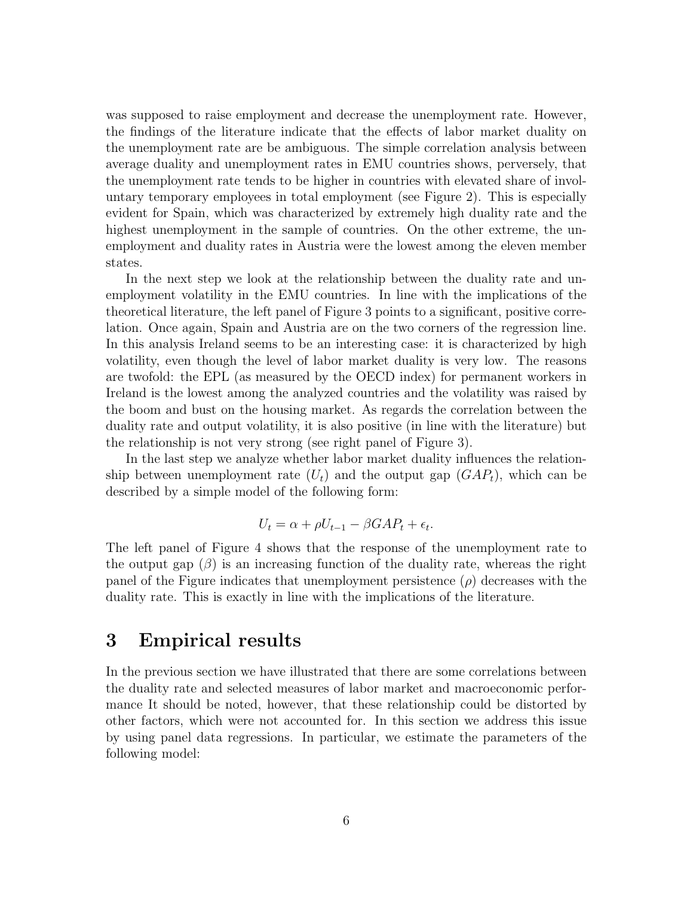was supposed to raise employment and decrease the unemployment rate. However, the findings of the literature indicate that the effects of labor market duality on the unemployment rate are be ambiguous. The simple correlation analysis between average duality and unemployment rates in EMU countries shows, perversely, that the unemployment rate tends to be higher in countries with elevated share of involuntary temporary employees in total employment (see Figure 2). This is especially evident for Spain, which was characterized by extremely high duality rate and the highest unemployment in the sample of countries. On the other extreme, the unemployment and duality rates in Austria were the lowest among the eleven member states.

In the next step we look at the relationship between the duality rate and unemployment volatility in the EMU countries. In line with the implications of the theoretical literature, the left panel of Figure 3 points to a significant, positive correlation. Once again, Spain and Austria are on the two corners of the regression line. In this analysis Ireland seems to be an interesting case: it is characterized by high volatility, even though the level of labor market duality is very low. The reasons are twofold: the EPL (as measured by the OECD index) for permanent workers in Ireland is the lowest among the analyzed countries and the volatility was raised by the boom and bust on the housing market. As regards the correlation between the duality rate and output volatility, it is also positive (in line with the literature) but the relationship is not very strong (see right panel of Figure 3).

In the last step we analyze whether labor market duality influences the relationship between unemployment rate ($U_t$) and the output gap ($GAP_t$), which can be described by a simple model of the following form:

$$U_t = \alpha + \rho U_{t-1} - \beta GAP_t + \epsilon_t.$$

The left panel of Figure 4 shows that the response of the unemployment rate to the output gap ($\beta$) is an increasing function of the duality rate, whereas the right panel of the Figure indicates that unemployment persistence ($\rho$) decreases with the duality rate. This is exactly in line with the implications of the literature.

# 3 Empirical results

In the previous section we have illustrated that there are some correlations between the duality rate and selected measures of labor market and macroeconomic performance It should be noted, however, that these relationship could be distorted by other factors, which were not accounted for. In this section we address this issue by using panel data regressions. In particular, we estimate the parameters of the following model: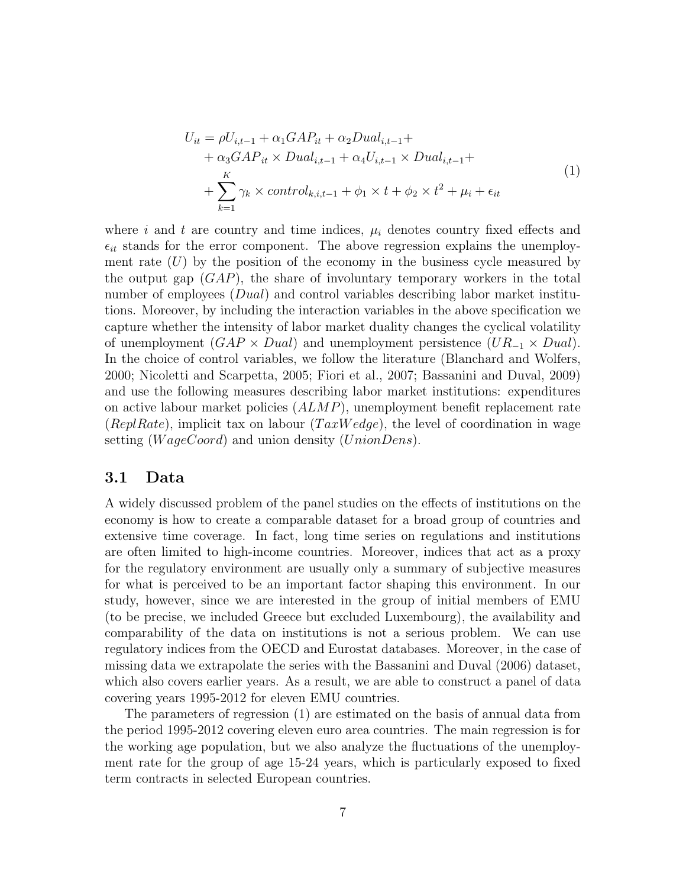$$
\begin{aligned}
U_{it} = &\rho U_{i,t-1} + \alpha_1 GAP_{it} + \alpha_2 Dual_{i,t-1} + \\
&+ \alpha_3 GAP_{it} \times Dual_{i,t-1} + \alpha_4 U_{i,t-1} \times Dual_{i,t-1} + \\
&+ \sum_{k=1}^{K} \gamma_k \times control_{k,i,t-1} + \phi_1 \times t + \phi_2 \times t^2 + \mu_i + \epsilon_{it}
\end{aligned}
\tag{1}
$$

where $i$ and $t$ are country and time indices, $\mu_i$ denotes country fixed effects and $\epsilon_{it}$ stands for the error component. The above regression explains the unemployment rate ($U$) by the position of the economy in the business cycle measured by the output gap ($GAP$), the share of involuntary temporary workers in the total number of employees ($Dual$) and control variables describing labor market institutions. Moreover, by including the interaction variables in the above specification we capture whether the intensity of labor market duality changes the cyclical volatility of unemployment ($GAP \times Dual$) and unemployment persistence ($UR_{-1} \times Dual$). In the choice of control variables, we follow the literature (Blanchard and Wolfers, 2000; Nicoletti and Scarpetta, 2005; Fiori et al., 2007; Bassanini and Duval, 2009) and use the following measures describing labor market institutions: expenditures on active labour market policies ($ALMP$), unemployment benefit replacement rate ($ReplRate$), implicit tax on labour ($TaxWedge$), the level of coordination in wage setting ($WageCoord$) and union density ($UnionDens$).

### 3.1 Data

A widely discussed problem of the panel studies on the effects of institutions on the economy is how to create a comparable dataset for a broad group of countries and extensive time coverage. In fact, long time series on regulations and institutions are often limited to high-income countries. Moreover, indices that act as a proxy for the regulatory environment are usually only a summary of subjective measures for what is perceived to be an important factor shaping this environment. In our study, however, since we are interested in the group of initial members of EMU (to be precise, we included Greece but excluded Luxembourg), the availability and comparability of the data on institutions is not a serious problem. We can use regulatory indices from the OECD and Eurostat databases. Moreover, in the case of missing data we extrapolate the series with the Bassanini and Duval (2006) dataset, which also covers earlier years. As a result, we are able to construct a panel of data covering years 1995-2012 for eleven EMU countries.

The parameters of regression (1) are estimated on the basis of annual data from the period 1995-2012 covering eleven euro area countries. The main regression is for the working age population, but we also analyze the fluctuations of the unemployment rate for the group of age 15-24 years, which is particularly exposed to fixed term contracts in selected European countries.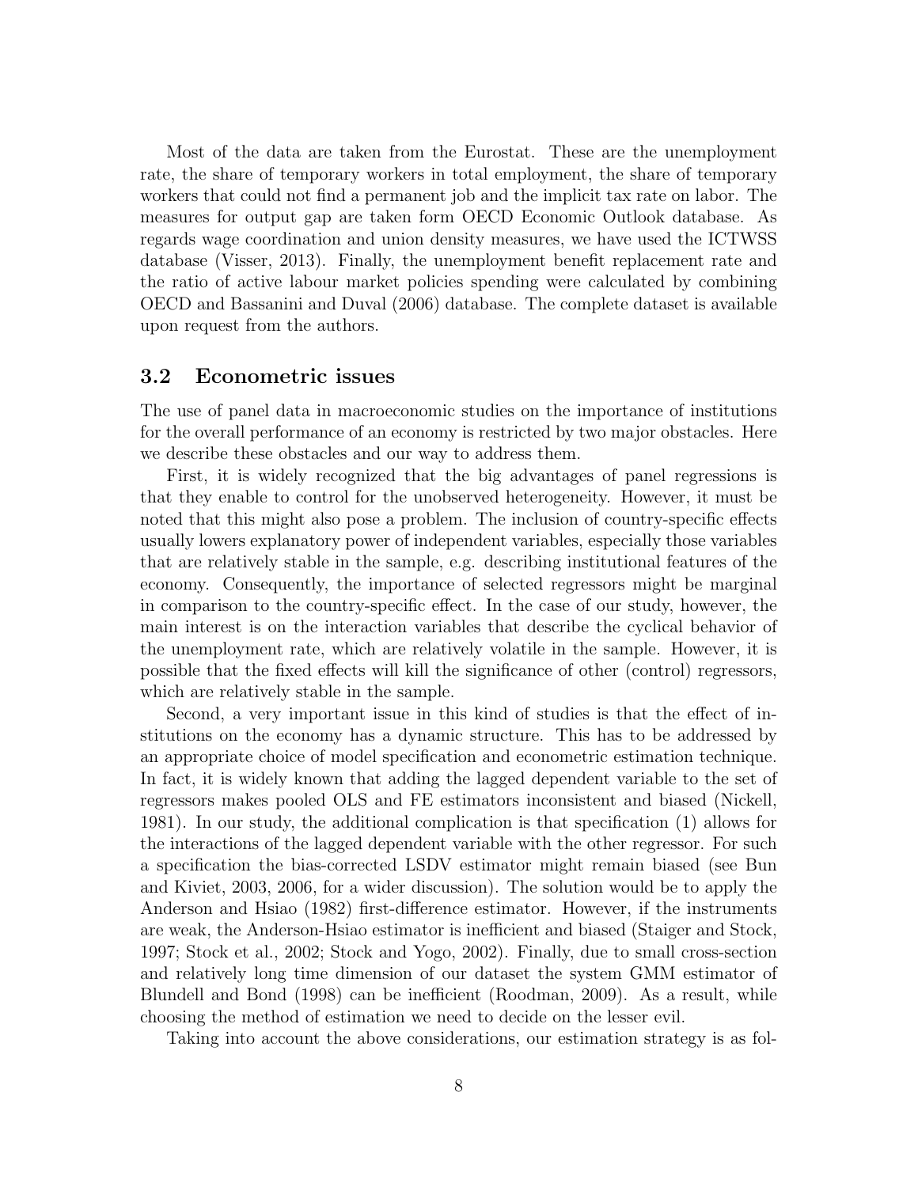Most of the data are taken from the Eurostat. These are the unemployment rate, the share of temporary workers in total employment, the share of temporary workers that could not find a permanent job and the implicit tax rate on labor. The measures for output gap are taken form OECD Economic Outlook database. As regards wage coordination and union density measures, we have used the ICTWSS database (Visser, 2013). Finally, the unemployment benefit replacement rate and the ratio of active labour market policies spending were calculated by combining OECD and Bassanini and Duval (2006) database. The complete dataset is available upon request from the authors.

### 3.2 Econometric issues

The use of panel data in macroeconomic studies on the importance of institutions for the overall performance of an economy is restricted by two major obstacles. Here we describe these obstacles and our way to address them.

First, it is widely recognized that the big advantages of panel regressions is that they enable to control for the unobserved heterogeneity. However, it must be noted that this might also pose a problem. The inclusion of country-specific effects usually lowers explanatory power of independent variables, especially those variables that are relatively stable in the sample, e.g. describing institutional features of the economy. Consequently, the importance of selected regressors might be marginal in comparison to the country-specific effect. In the case of our study, however, the main interest is on the interaction variables that describe the cyclical behavior of the unemployment rate, which are relatively volatile in the sample. However, it is possible that the fixed effects will kill the significance of other (control) regressors, which are relatively stable in the sample.

Second, a very important issue in this kind of studies is that the effect of institutions on the economy has a dynamic structure. This has to be addressed by an appropriate choice of model specification and econometric estimation technique. In fact, it is widely known that adding the lagged dependent variable to the set of regressors makes pooled OLS and FE estimators inconsistent and biased (Nickell, 1981). In our study, the additional complication is that specification (1) allows for the interactions of the lagged dependent variable with the other regressor. For such a specification the bias-corrected LSDV estimator might remain biased (see Bun and Kiviet, 2003, 2006, for a wider discussion). The solution would be to apply the Anderson and Hsiao (1982) first-difference estimator. However, if the instruments are weak, the Anderson-Hsiao estimator is inefficient and biased (Staiger and Stock, 1997; Stock et al., 2002; Stock and Yogo, 2002). Finally, due to small cross-section and relatively long time dimension of our dataset the system GMM estimator of Blundell and Bond (1998) can be inefficient (Roodman, 2009). As a result, while choosing the method of estimation we need to decide on the lesser evil.

Taking into account the above considerations, our estimation strategy is as fol-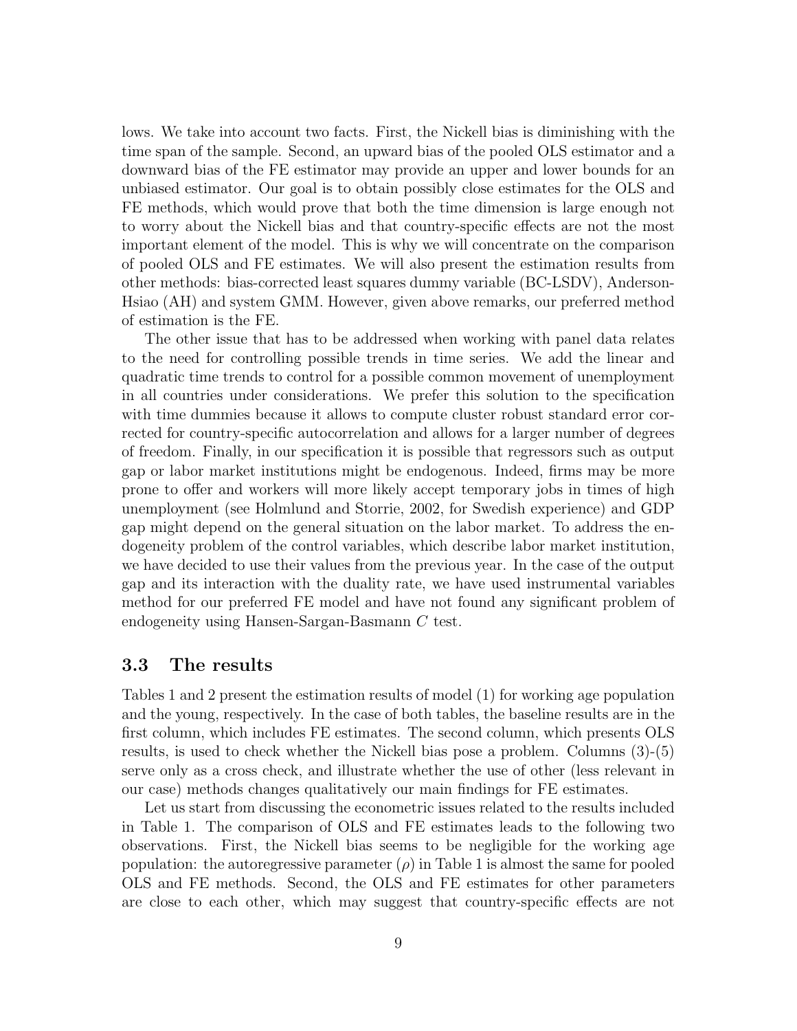lows. We take into account two facts. First, the Nickell bias is diminishing with the time span of the sample. Second, an upward bias of the pooled OLS estimator and a downward bias of the FE estimator may provide an upper and lower bounds for an unbiased estimator. Our goal is to obtain possibly close estimates for the OLS and FE methods, which would prove that both the time dimension is large enough not to worry about the Nickell bias and that country-specific effects are not the most important element of the model. This is why we will concentrate on the comparison of pooled OLS and FE estimates. We will also present the estimation results from other methods: bias-corrected least squares dummy variable (BC-LSDV), Anderson-Hsiao (AH) and system GMM. However, given above remarks, our preferred method of estimation is the FE.

The other issue that has to be addressed when working with panel data relates to the need for controlling possible trends in time series. We add the linear and quadratic time trends to control for a possible common movement of unemployment in all countries under considerations. We prefer this solution to the specification with time dummies because it allows to compute cluster robust standard error corrected for country-specific autocorrelation and allows for a larger number of degrees of freedom. Finally, in our specification it is possible that regressors such as output gap or labor market institutions might be endogenous. Indeed, firms may be more prone to offer and workers will more likely accept temporary jobs in times of high unemployment (see Holmlund and Storrie, 2002, for Swedish experience) and GDP gap might depend on the general situation on the labor market. To address the endogeneity problem of the control variables, which describe labor market institution, we have decided to use their values from the previous year. In the case of the output gap and its interaction with the duality rate, we have used instrumental variables method for our preferred FE model and have not found any significant problem of endogeneity using Hansen-Sargan-Basmann $C$ test.

### 3.3 The results

Tables 1 and 2 present the estimation results of model (1) for working age population and the young, respectively. In the case of both tables, the baseline results are in the first column, which includes FE estimates. The second column, which presents OLS results, is used to check whether the Nickell bias pose a problem. Columns (3)-(5) serve only as a cross check, and illustrate whether the use of other (less relevant in our case) methods changes qualitatively our main findings for FE estimates.

Let us start from discussing the econometric issues related to the results included in Table 1. The comparison of OLS and FE estimates leads to the following two observations. First, the Nickell bias seems to be negligible for the working age population: the autoregressive parameter ($\rho$) in Table 1 is almost the same for pooled OLS and FE methods. Second, the OLS and FE estimates for other parameters are close to each other, which may suggest that country-specific effects are not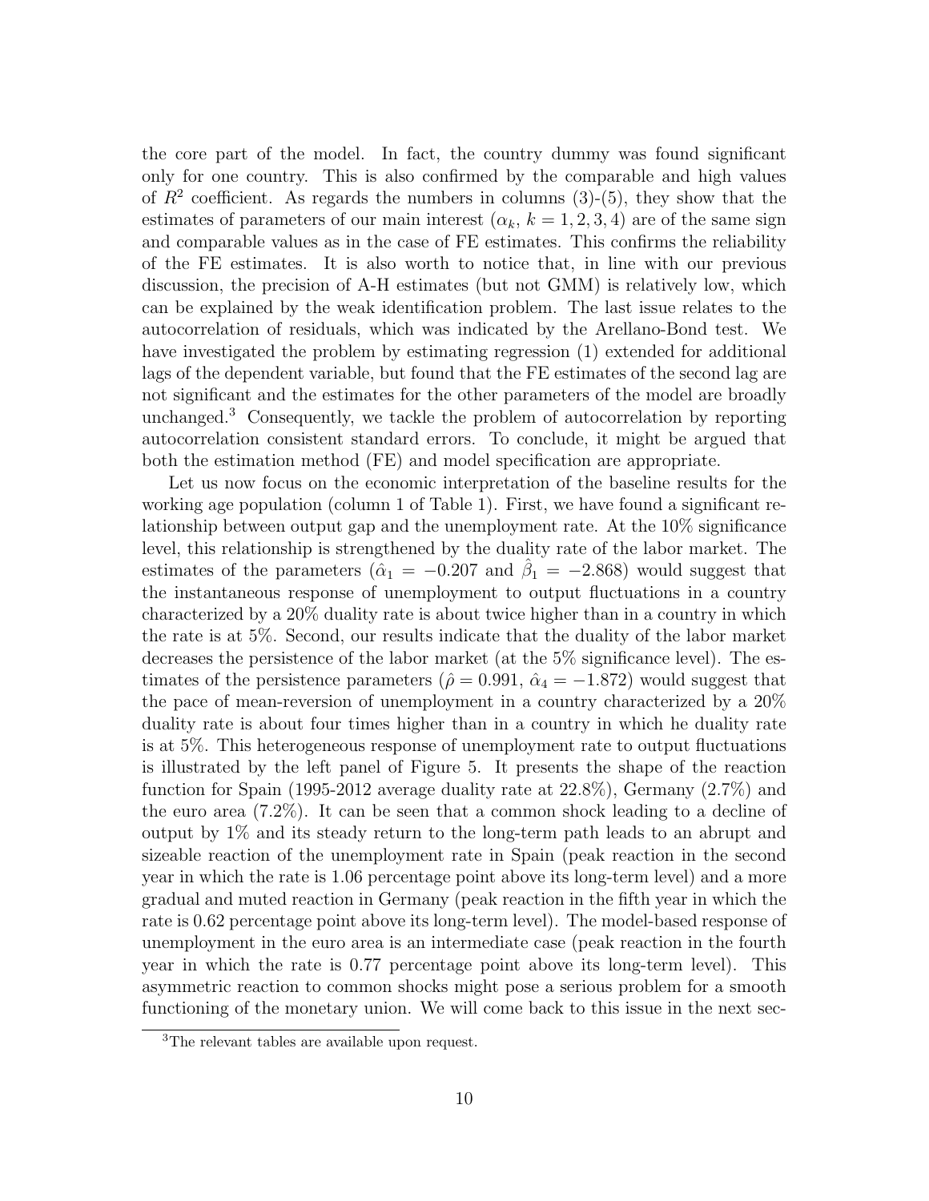the core part of the model. In fact, the country dummy was found significant only for one country. This is also confirmed by the comparable and high values of $R^2$ coefficient. As regards the numbers in columns (3)-(5), they show that the estimates of parameters of our main interest ($\alpha_k$, $k = 1, 2, 3, 4$) are of the same sign and comparable values as in the case of FE estimates. This confirms the reliability of the FE estimates. It is also worth to notice that, in line with our previous discussion, the precision of A-H estimates (but not GMM) is relatively low, which can be explained by the weak identification problem. The last issue relates to the autocorrelation of residuals, which was indicated by the Arellano-Bond test. We have investigated the problem by estimating regression (1) extended for additional lags of the dependent variable, but found that the FE estimates of the second lag are not significant and the estimates for the other parameters of the model are broadly unchanged.[3] Consequently, we tackle the problem of autocorrelation by reporting autocorrelation consistent standard errors. To conclude, it might be argued that both the estimation method (FE) and model specification are appropriate.

Let us now focus on the economic interpretation of the baseline results for the working age population (column 1 of Table 1). First, we have found a significant relationship between output gap and the unemployment rate. At the 10% significance level, this relationship is strengthened by the duality rate of the labor market. The estimates of the parameters ($\hat{\alpha}_1 = -0.207$ and $\hat{\beta}_1 = -2.868$) would suggest that the instantaneous response of unemployment to output fluctuations in a country characterized by a 20% duality rate is about twice higher than in a country in which the rate is at 5%. Second, our results indicate that the duality of the labor market decreases the persistence of the labor market (at the 5% significance level). The estimates of the persistence parameters ($\hat{\rho} = 0.991$, $\hat{\alpha}_4 = -1.872$) would suggest that the pace of mean-reversion of unemployment in a country characterized by a 20% duality rate is about four times higher than in a country in which he duality rate is at 5%. This heterogeneous response of unemployment rate to output fluctuations is illustrated by the left panel of Figure 5. It presents the shape of the reaction function for Spain (1995-2012 average duality rate at 22.8%), Germany (2.7%) and the euro area (7.2%). It can be seen that a common shock leading to a decline of output by 1% and its steady return to the long-term path leads to an abrupt and sizeable reaction of the unemployment rate in Spain (peak reaction in the second year in which the rate is 1.06 percentage point above its long-term level) and a more gradual and muted reaction in Germany (peak reaction in the fifth year in which the rate is 0.62 percentage point above its long-term level). The model-based response of unemployment in the euro area is an intermediate case (peak reaction in the fourth year in which the rate is 0.77 percentage point above its long-term level). This asymmetric reaction to common shocks might pose a serious problem for a smooth functioning of the monetary union. We will come back to this issue in the next sec-

[3] The relevant tables are available upon request.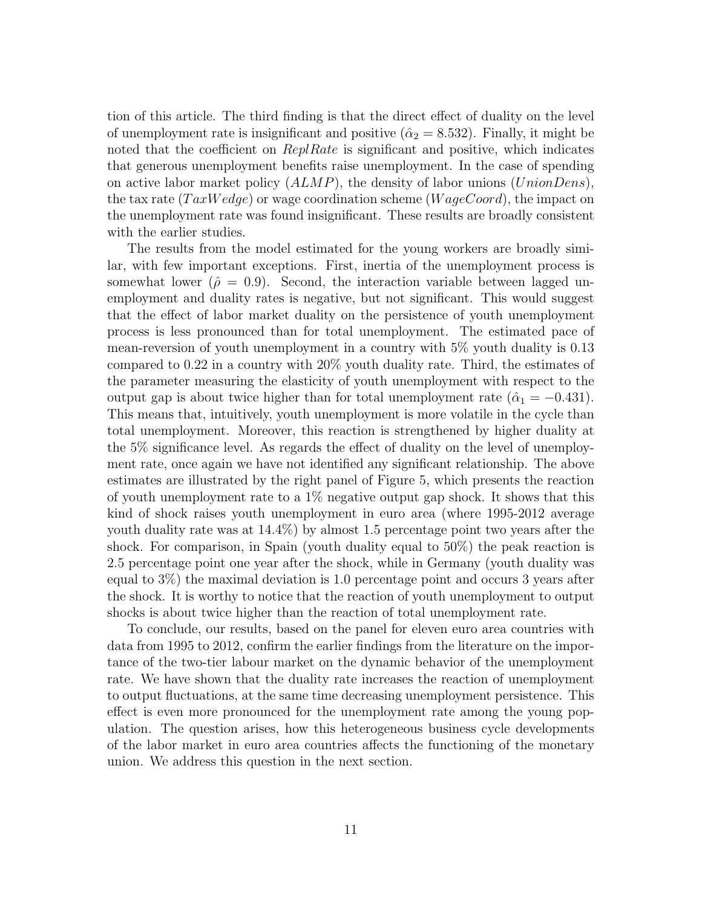tion of this article. The third finding is that the direct effect of duality on the level of unemployment rate is insignificant and positive ($\hat{\alpha}_2 = 8.532$). Finally, it might be noted that the coefficient on *ReplRate* is significant and positive, which indicates that generous unemployment benefits raise unemployment. In the case of spending on active labor market policy ($ALMP$), the density of labor unions ($UnionDens$), the tax rate ($TaxWedge$) or wage coordination scheme ($WageCoord$), the impact on the unemployment rate was found insignificant. These results are broadly consistent with the earlier studies.

The results from the model estimated for the young workers are broadly similar, with few important exceptions. First, inertia of the unemployment process is somewhat lower ($\hat{\rho} = 0.9$). Second, the interaction variable between lagged unemployment and duality rates is negative, but not significant. This would suggest that the effect of labor market duality on the persistence of youth unemployment process is less pronounced than for total unemployment. The estimated pace of mean-reversion of youth unemployment in a country with 5% youth duality is 0.13 compared to 0.22 in a country with 20% youth duality rate. Third, the estimates of the parameter measuring the elasticity of youth unemployment with respect to the output gap is about twice higher than for total unemployment rate ($\hat{\alpha}_1 = -0.431$). This means that, intuitively, youth unemployment is more volatile in the cycle than total unemployment. Moreover, this reaction is strengthened by higher duality at the 5% significance level. As regards the effect of duality on the level of unemployment rate, once again we have not identified any significant relationship. The above estimates are illustrated by the right panel of Figure 5, which presents the reaction of youth unemployment rate to a 1% negative output gap shock. It shows that this kind of shock raises youth unemployment in euro area (where 1995-2012 average youth duality rate was at 14.4%) by almost 1.5 percentage point two years after the shock. For comparison, in Spain (youth duality equal to 50%) the peak reaction is 2.5 percentage point one year after the shock, while in Germany (youth duality was equal to 3%) the maximal deviation is 1.0 percentage point and occurs 3 years after the shock. It is worthy to notice that the reaction of youth unemployment to output shocks is about twice higher than the reaction of total unemployment rate.

To conclude, our results, based on the panel for eleven euro area countries with data from 1995 to 2012, confirm the earlier findings from the literature on the importance of the two-tier labour market on the dynamic behavior of the unemployment rate. We have shown that the duality rate increases the reaction of unemployment to output fluctuations, at the same time decreasing unemployment persistence. This effect is even more pronounced for the unemployment rate among the young population. The question arises, how this heterogeneous business cycle developments of the labor market in euro area countries affects the functioning of the monetary union. We address this question in the next section.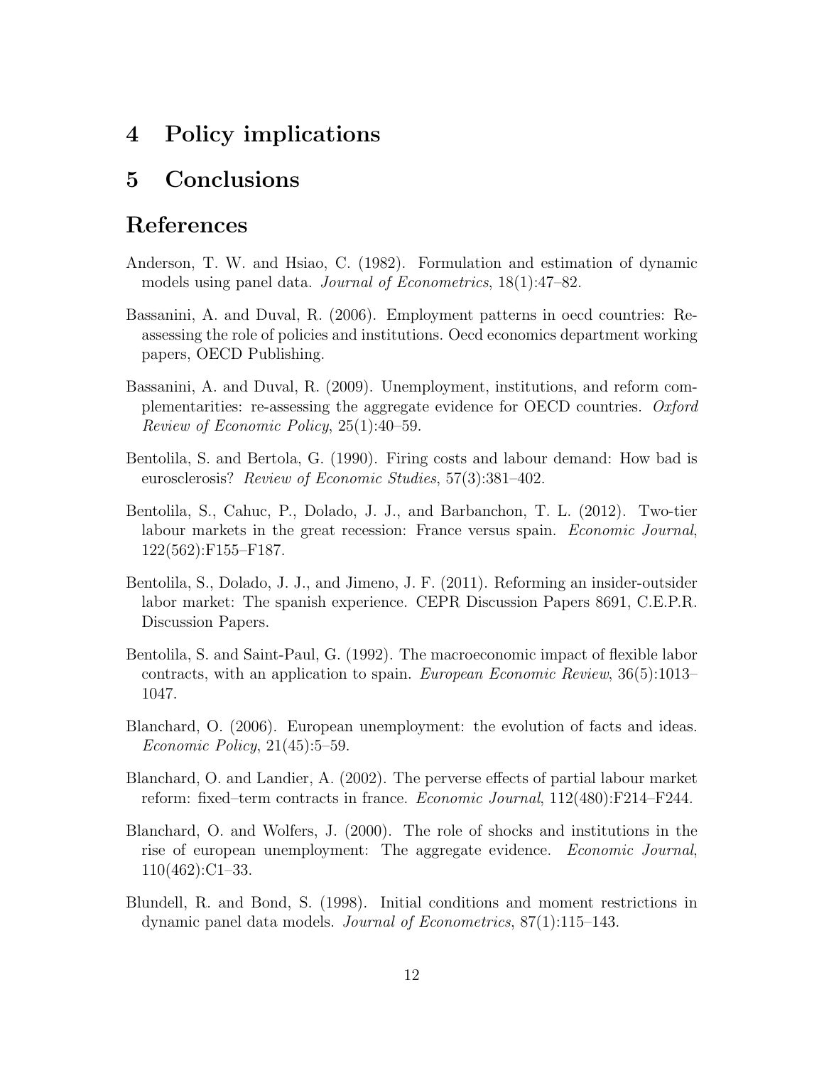# 4 Policy implications

# 5 Conclusions

# References

Anderson, T. W. and Hsiao, C. (1982). Formulation and estimation of dynamic models using panel data. *Journal of Econometrics*, 18(1):47–82.

Bassanini, A. and Duval, R. (2006). Employment patterns in oecd countries: Reassessing the role of policies and institutions. Oecd economics department working papers, OECD Publishing.

Bassanini, A. and Duval, R. (2009). Unemployment, institutions, and reform complementarities: re-assessing the aggregate evidence for OECD countries. *Oxford Review of Economic Policy*, 25(1):40–59.

Bentolila, S. and Bertola, G. (1990). Firing costs and labour demand: How bad is eurosclerosis? *Review of Economic Studies*, 57(3):381–402.

Bentolila, S., Cahuc, P., Dolado, J. J., and Barbanchon, T. L. (2012). Two-tier labour markets in the great recession: France versus spain. *Economic Journal*, 122(562):F155–F187.

Bentolila, S., Dolado, J. J., and Jimeno, J. F. (2011). Reforming an insider-outsider labor market: The spanish experience. CEPR Discussion Papers 8691, C.E.P.R. Discussion Papers.

Bentolila, S. and Saint-Paul, G. (1992). The macroeconomic impact of flexible labor contracts, with an application to spain. *European Economic Review*, 36(5):1013–1047.

Blanchard, O. (2006). European unemployment: the evolution of facts and ideas. *Economic Policy*, 21(45):5–59.

Blanchard, O. and Landier, A. (2002). The perverse effects of partial labour market reform: fixed–term contracts in france. *Economic Journal*, 112(480):F214–F244.

Blanchard, O. and Wolfers, J. (2000). The role of shocks and institutions in the rise of european unemployment: The aggregate evidence. *Economic Journal*, 110(462):C1–33.

Blundell, R. and Bond, S. (1998). Initial conditions and moment restrictions in dynamic panel data models. *Journal of Econometrics*, 87(1):115–143.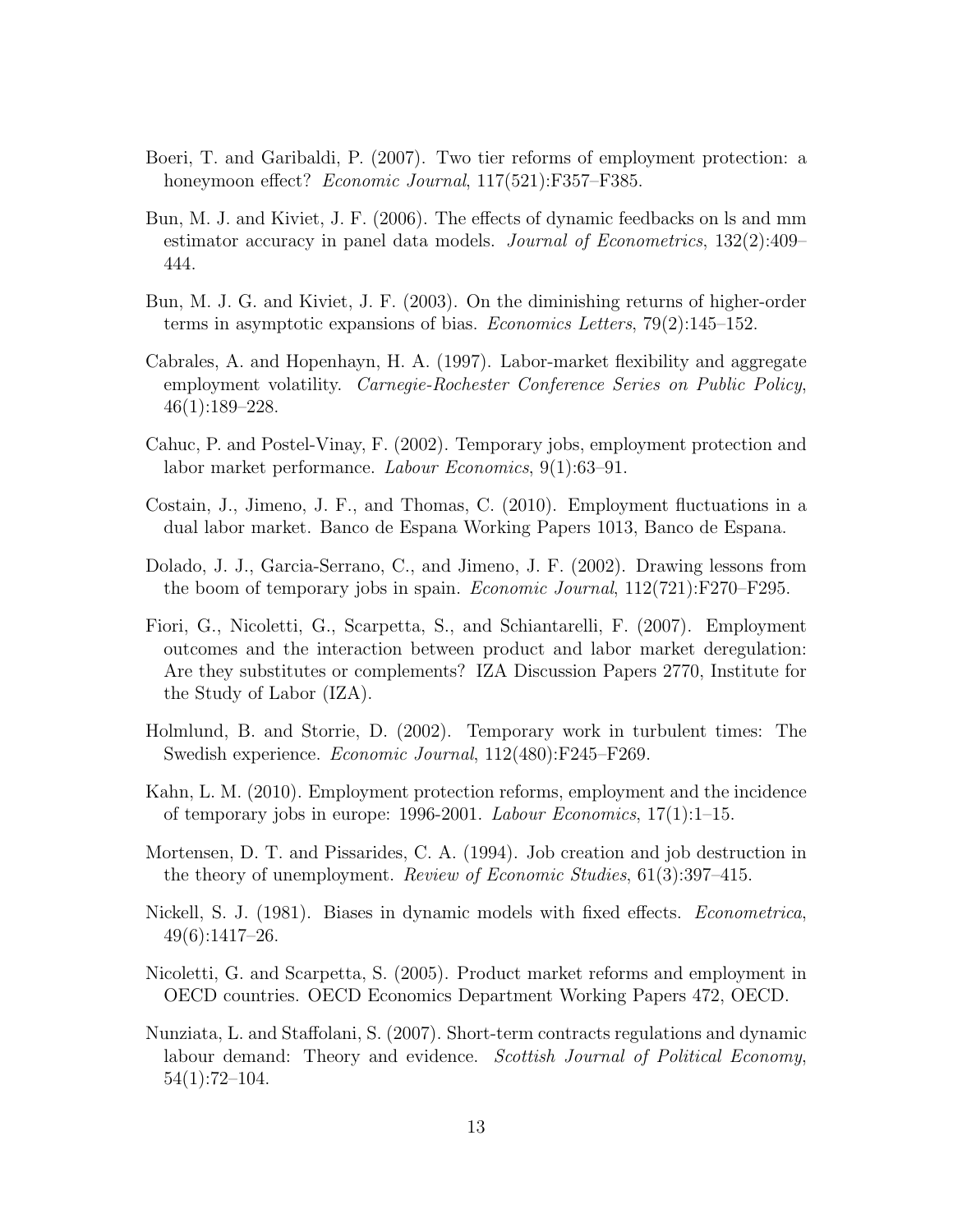Boeri, T. and Garibaldi, P. (2007). Two tier reforms of employment protection: a honeymoon effect? *Economic Journal*, 117(521):F357–F385.

Bun, M. J. and Kiviet, J. F. (2006). The effects of dynamic feedbacks on ls and mm estimator accuracy in panel data models. *Journal of Econometrics*, 132(2):409–444.

Bun, M. J. G. and Kiviet, J. F. (2003). On the diminishing returns of higher-order terms in asymptotic expansions of bias. *Economics Letters*, 79(2):145–152.

Cabrales, A. and Hopenhayn, H. A. (1997). Labor-market flexibility and aggregate employment volatility. *Carnegie-Rochester Conference Series on Public Policy*, 46(1):189–228.

Cahuc, P. and Postel-Vinay, F. (2002). Temporary jobs, employment protection and labor market performance. *Labour Economics*, 9(1):63–91.

Costain, J., Jimeno, J. F., and Thomas, C. (2010). Employment fluctuations in a dual labor market. Banco de Espana Working Papers 1013, Banco de Espana.

Dolado, J. J., Garcia-Serrano, C., and Jimeno, J. F. (2002). Drawing lessons from the boom of temporary jobs in spain. *Economic Journal*, 112(721):F270–F295.

Fiori, G., Nicoletti, G., Scarpetta, S., and Schiantarelli, F. (2007). Employment outcomes and the interaction between product and labor market deregulation: Are they substitutes or complements? IZA Discussion Papers 2770, Institute for the Study of Labor (IZA).

Holmlund, B. and Storrie, D. (2002). Temporary work in turbulent times: The Swedish experience. *Economic Journal*, 112(480):F245–F269.

Kahn, L. M. (2010). Employment protection reforms, employment and the incidence of temporary jobs in europe: 1996-2001. *Labour Economics*, 17(1):1–15.

Mortensen, D. T. and Pissarides, C. A. (1994). Job creation and job destruction in the theory of unemployment. *Review of Economic Studies*, 61(3):397–415.

Nickell, S. J. (1981). Biases in dynamic models with fixed effects. *Econometrica*, 49(6):1417–26.

Nicoletti, G. and Scarpetta, S. (2005). Product market reforms and employment in OECD countries. OECD Economics Department Working Papers 472, OECD.

Nunziata, L. and Staffolani, S. (2007). Short-term contracts regulations and dynamic labour demand: Theory and evidence. *Scottish Journal of Political Economy*, 54(1):72–104.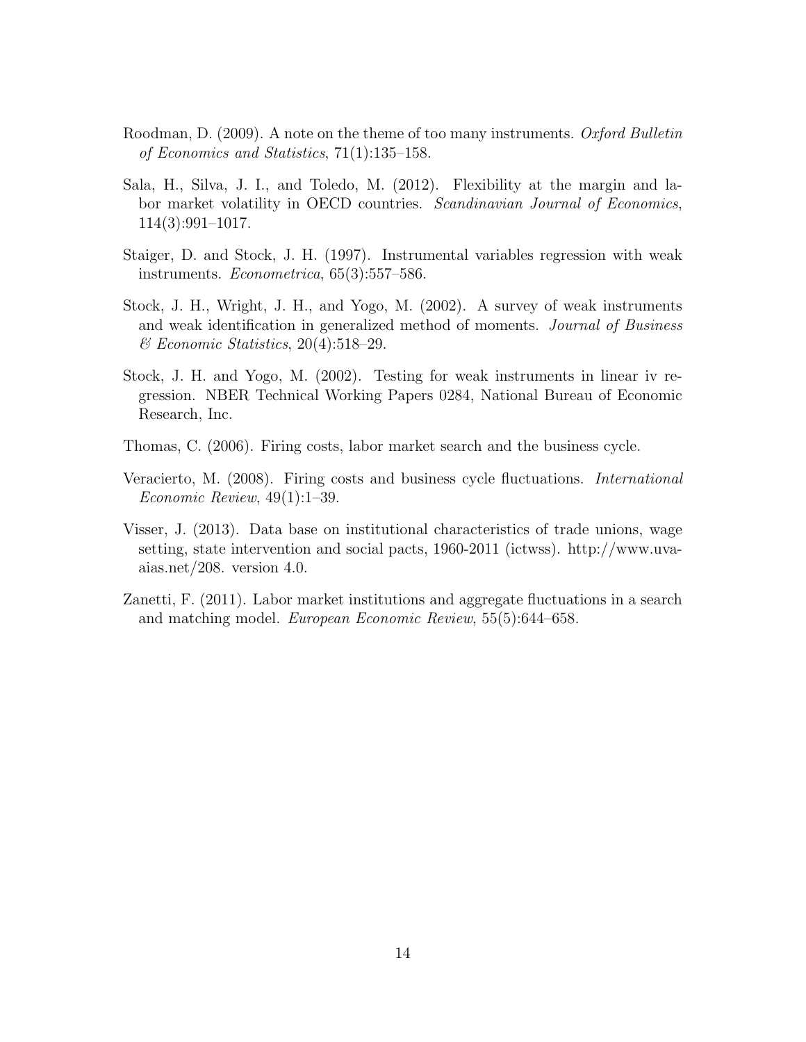Roodman, D. (2009). A note on the theme of too many instruments. *Oxford Bulletin of Economics and Statistics*, 71(1):135–158.

Sala, H., Silva, J. I., and Toledo, M. (2012). Flexibility at the margin and labor market volatility in OECD countries. *Scandinavian Journal of Economics*, 114(3):991–1017.

Staiger, D. and Stock, J. H. (1997). Instrumental variables regression with weak instruments. *Econometrica*, 65(3):557–586.

Stock, J. H., Wright, J. H., and Yogo, M. (2002). A survey of weak instruments and weak identification in generalized method of moments. *Journal of Business & Economic Statistics*, 20(4):518–29.

Stock, J. H. and Yogo, M. (2002). Testing for weak instruments in linear iv regression. NBER Technical Working Papers 0284, National Bureau of Economic Research, Inc.

Thomas, C. (2006). Firing costs, labor market search and the business cycle.

Veracierto, M. (2008). Firing costs and business cycle fluctuations. *International Economic Review*, 49(1):1–39.

Visser, J. (2013). Data base on institutional characteristics of trade unions, wage setting, state intervention and social pacts, 1960-2011 (ictwss). http://www.uva-aias.net/208. version 4.0.

Zanetti, F. (2011). Labor market institutions and aggregate fluctuations in a search and matching model. *European Economic Review*, 55(5):644–658.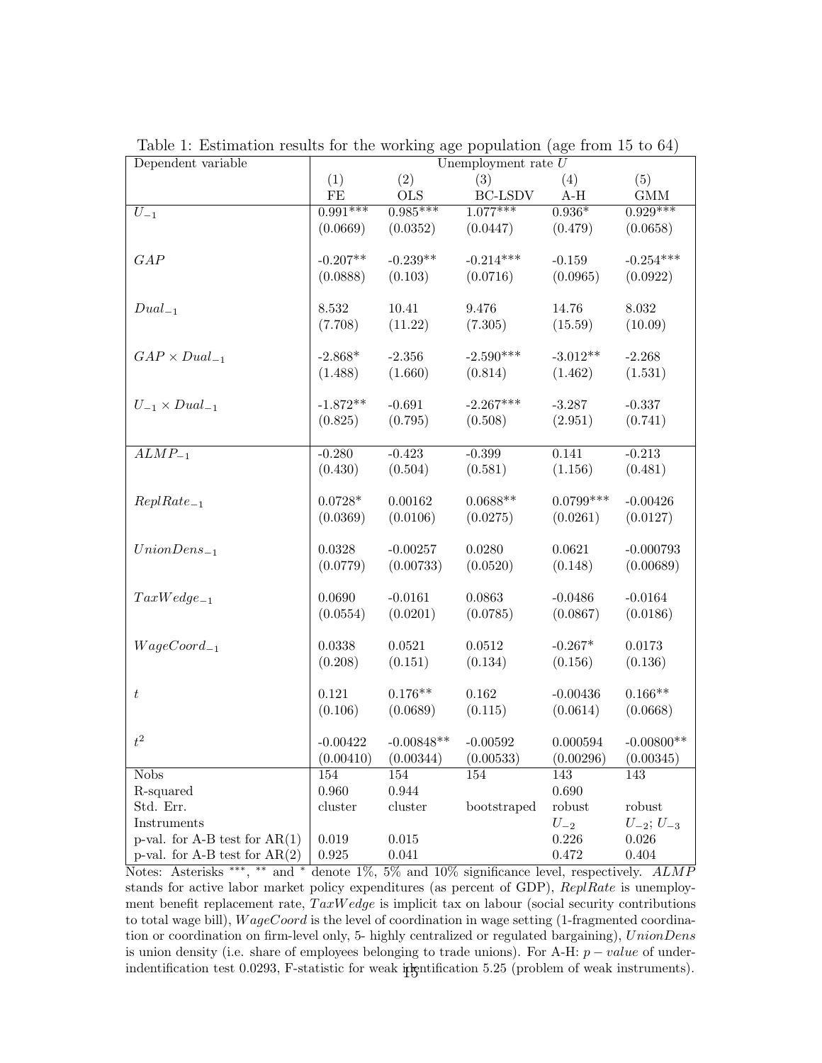Table 1: Estimation results for the working age population (age from 15 to 64)

| Dependent variable | Unemployment rate $U$ | | | | |
|---|---|---|---|---|---|
| | (1) | (2) | (3) | (4) | (5) |
| | FE | OLS | BC-LSDV | A-H | GMM |
| $U_{-1}$ | 0.991*** | 0.985*** | 1.077*** | 0.936* | 0.929*** |
| | (0.0669) | (0.0352) | (0.0447) | (0.479) | (0.0658) |
| $GAP$ | -0.207** | -0.239** | -0.214*** | -0.159 | -0.254*** |
| | (0.0888) | (0.103) | (0.0716) | (0.0965) | (0.0922) |
| $Dual_{-1}$ | 8.532 | 10.41 | 9.476 | 14.76 | 8.032 |
| | (7.708) | (11.22) | (7.305) | (15.59) | (10.09) |
| $GAP \times Dual_{-1}$ | -2.868* | -2.356 | -2.590*** | -3.012** | -2.268 |
| | (1.488) | (1.660) | (0.814) | (1.462) | (1.531) |
| $U_{-1} \times Dual_{-1}$ | -1.872** | -0.691 | -2.267*** | -3.287 | -0.337 |
| | (0.825) | (0.795) | (0.508) | (2.951) | (0.741) |
| $ALMP_{-1}$ | -0.280 | -0.423 | -0.399 | 0.141 | -0.213 |
| | (0.430) | (0.504) | (0.581) | (1.156) | (0.481) |
| $ReplRate_{-1}$ | 0.0728* | 0.00162 | 0.0688** | 0.0799*** | -0.00426 |
| | (0.0369) | (0.0106) | (0.0275) | (0.0261) | (0.0127) |
| $UnionDens_{-1}$ | 0.0328 | -0.00257 | 0.0280 | 0.0621 | -0.000793 |
| | (0.0779) | (0.00733) | (0.0520) | (0.148) | (0.00689) |
| $TaxWedge_{-1}$ | 0.0690 | -0.0161 | 0.0863 | -0.0486 | -0.0164 |
| | (0.0554) | (0.0201) | (0.0785) | (0.0867) | (0.0186) |
| $WageCoord_{-1}$ | 0.0338 | 0.0521 | 0.0512 | -0.267* | 0.0173 |
| | (0.208) | (0.151) | (0.134) | (0.156) | (0.136) |
| $t$ | 0.121 | 0.176** | 0.162 | -0.00436 | 0.166** |
| | (0.106) | (0.0689) | (0.115) | (0.0614) | (0.0668) |
| $t^2$ | -0.00422 | -0.00848** | -0.00592 | 0.000594 | -0.00800** |
| | (0.00410) | (0.00344) | (0.00533) | (0.00296) | (0.00345) |
| Nobs | 154 | 154 | 154 | 143 | 143 |
| R-squared | 0.960 | 0.944 | | 0.690 | |
| Std. Err. | cluster | cluster | bootstraped | robust | robust |
| Instruments | | | | $U_{-2}$ | $U_{-2}$; $U_{-3}$ |
| p-val. for A-B test for AR(1) | 0.019 | 0.015 | | 0.226 | 0.026 |
| p-val. for A-B test for AR(2) | 0.925 | 0.041 | | 0.472 | 0.404 |

Notes: Asterisks ***, ** and * denote 1%, 5% and 10% significance level, respectively. $ALMP$ stands for active labor market policy expenditures (as percent of GDP), $ReplRate$ is unemployment benefit replacement rate, $TaxWedge$ is implicit tax on labour (social security contributions to total wage bill), $WageCoord$ is the level of coordination in wage setting (1-fragmented coordination or coordination on firm-level only, 5- highly centralized or regulated bargaining), $UnionDens$ is union density (i.e. share of employees belonging to trade unions). For A-H: $p-value$ of underindentification test 0.0293, F-statistic for weak identification 5.25 (problem of weak instruments).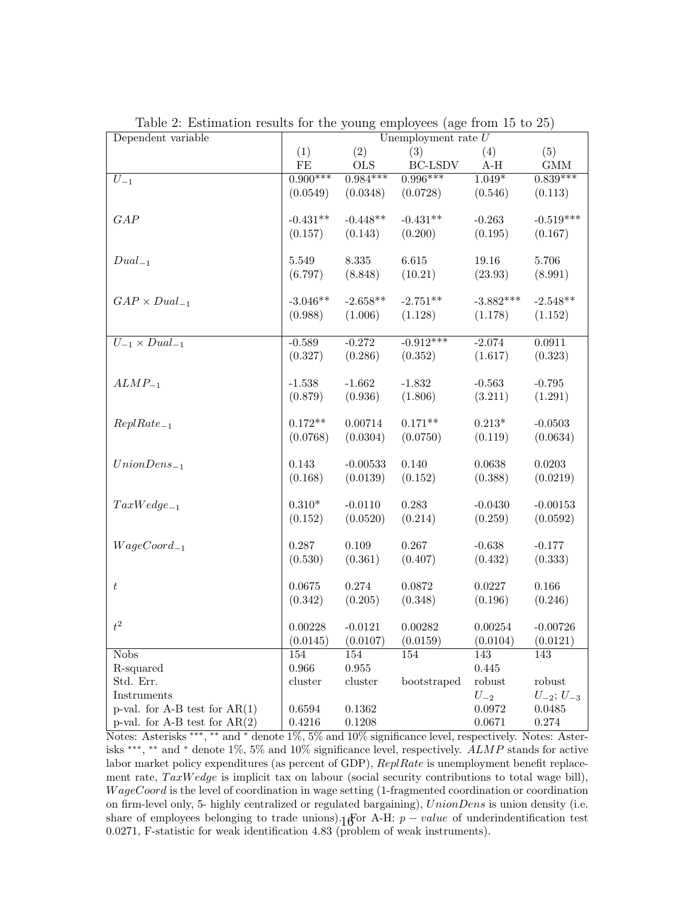Table 2: Estimation results for the young employees (age from 15 to 25)

| Dependent variable | Unemployment rate $U$ | | | | |
|---|---|---|---|---|---|
| | (1) | (2) | (3) | (4) | (5) |
| | FE | OLS | BC-LSDV | A-H | GMM |
| $U_{-1}$ | 0.900*** | 0.984*** | 0.996*** | 1.049* | 0.839*** |
| | (0.0549) | (0.0348) | (0.0728) | (0.546) | (0.113) |
| $GAP$ | -0.431** | -0.448** | -0.431** | -0.263 | -0.519*** |
| | (0.157) | (0.143) | (0.200) | (0.195) | (0.167) |
| $Dual_{-1}$ | 5.549 | 8.335 | 6.615 | 19.16 | 5.706 |
| | (6.797) | (8.848) | (10.21) | (23.93) | (8.991) |
| $GAP \times Dual_{-1}$ | -3.046** | -2.658** | -2.751** | -3.882*** | -2.548** |
| | (0.988) | (1.006) | (1.128) | (1.178) | (1.152) |
| $U_{-1} \times Dual_{-1}$ | -0.589 | -0.272 | -0.912*** | -2.074 | 0.0911 |
| | (0.327) | (0.286) | (0.352) | (1.617) | (0.323) |
| $ALMP_{-1}$ | -1.538 | -1.662 | -1.832 | -0.563 | -0.795 |
| | (0.879) | (0.936) | (1.806) | (3.211) | (1.291) |
| $ReplRate_{-1}$ | 0.172** | 0.00714 | 0.171** | 0.213* | -0.0503 |
| | (0.0768) | (0.0304) | (0.0750) | (0.119) | (0.0634) |
| $UnionDens_{-1}$ | 0.143 | -0.00533 | 0.140 | 0.0638 | 0.0203 |
| | (0.168) | (0.0139) | (0.152) | (0.388) | (0.0219) |
| $TaxWedge_{-1}$ | 0.310* | -0.0110 | 0.283 | -0.0430 | -0.00153 |
| | (0.152) | (0.0520) | (0.214) | (0.259) | (0.0592) |
| $WageCoord_{-1}$ | 0.287 | 0.109 | 0.267 | -0.638 | -0.177 |
| | (0.530) | (0.361) | (0.407) | (0.432) | (0.333) |
| $t$ | 0.0675 | 0.274 | 0.0872 | 0.0227 | 0.166 |
| | (0.342) | (0.205) | (0.348) | (0.196) | (0.246) |
| $t^2$ | 0.00228 | -0.0121 | 0.00282 | 0.00254 | -0.00726 |
| | (0.0145) | (0.0107) | (0.0159) | (0.0104) | (0.0121) |
| Nobs | 154 | 154 | 154 | 143 | 143 |
| R-squared | 0.966 | 0.955 | | 0.445 | |
| Std. Err. | cluster | cluster | bootstraped | robust | robust |
| Instruments | | | | $U_{-2}$ | $U_{-2}$; $U_{-3}$ |
| p-val. for A-B test for AR(1) | 0.6594 | 0.1362 | | 0.0972 | 0.0485 |
| p-val. for A-B test for AR(2) | 0.4216 | 0.1208 | | 0.0671 | 0.274 |

Notes: Asterisks ***, ** and * denote 1%, 5% and 10% significance level, respectively. Notes: Asterisks ***, ** and * denote 1%, 5% and 10% significance level, respectively. $ALMP$ stands for active labor market policy expenditures (as percent of GDP), $ReplRate$ is unemployment benefit replacement rate, $TaxWedge$ is implicit tax on labour (social security contributions to total wage bill), $WageCoord$ is the level of coordination in wage setting (1-fragmented coordination or coordination on firm-level only, 5- highly centralized or regulated bargaining), $UnionDens$ is union density (i.e. share of employees belonging to trade unions). For A-H: $p - value$ of underindentification test 0.0271, F-statistic for weak identification 4.83 (problem of weak instruments).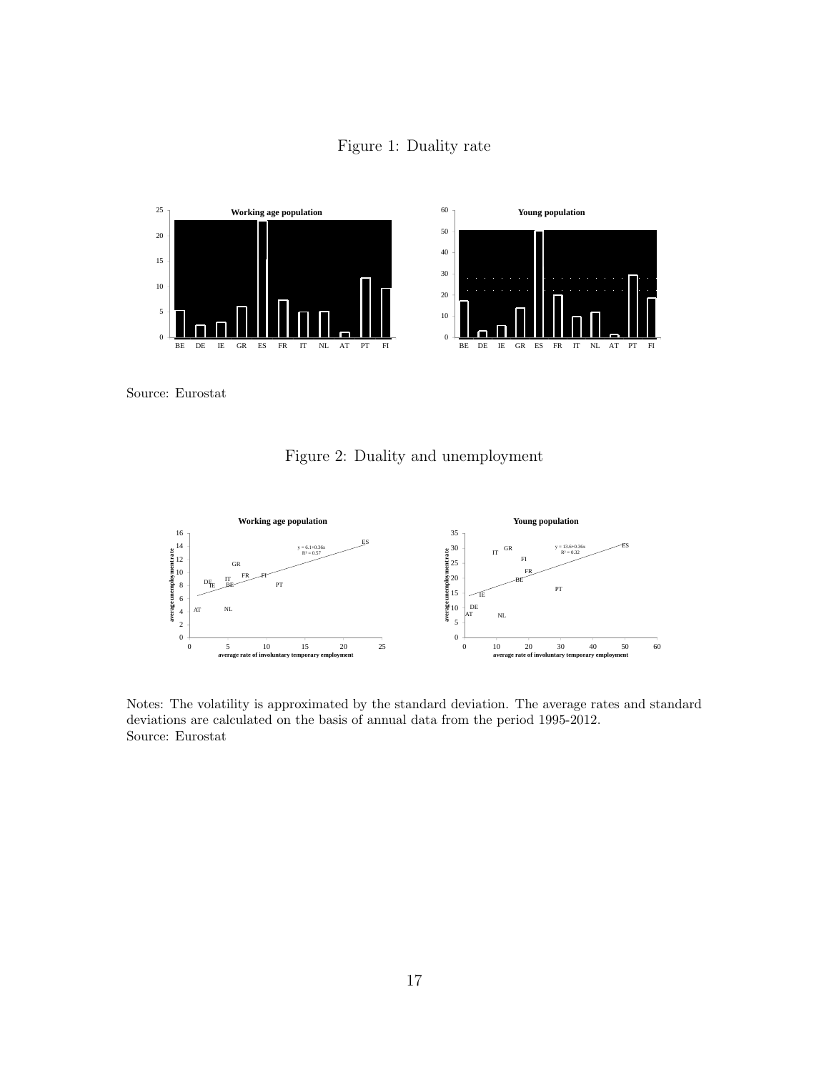Figure 1: Duality rate

Source: Eurostat

Figure 2: Duality and unemployment

Notes: The volatility is approximated by the standard deviation. The average rates and standard deviations are calculated on the basis of annual data from the period 1995-2012.
Source: Eurostat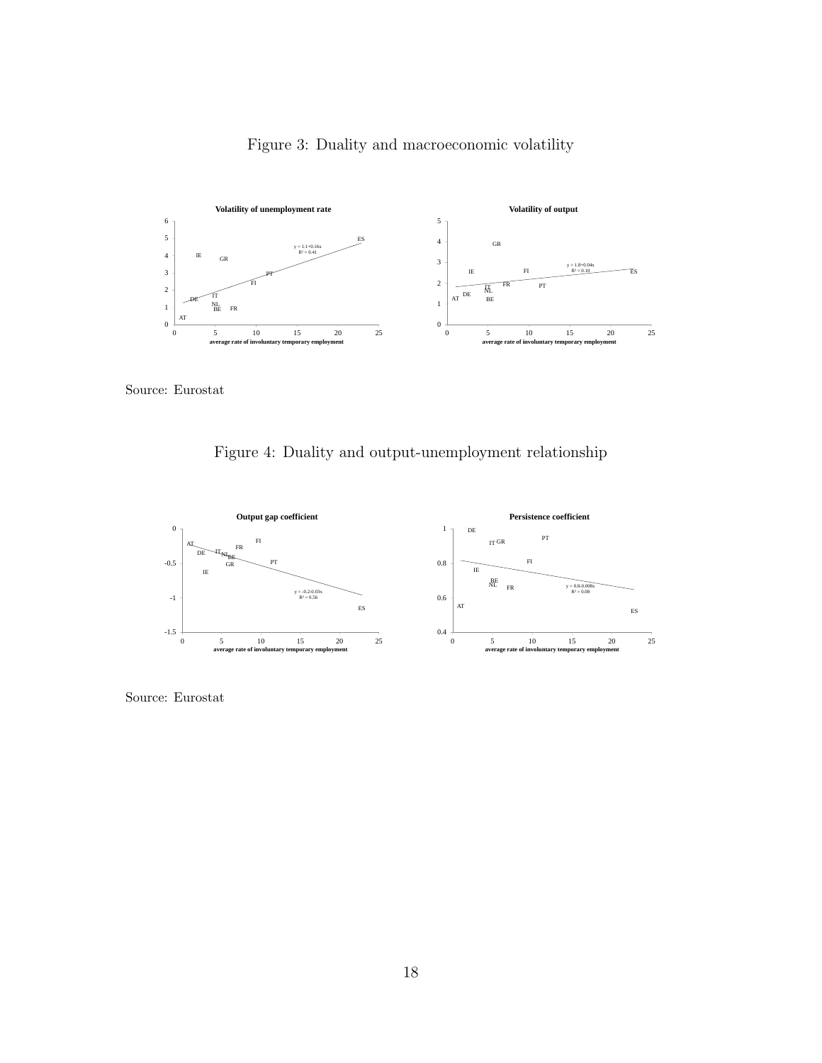Figure 3: Duality and macroeconomic volatility

Source: Eurostat

Figure 4: Duality and output-unemployment relationship

Source: Eurostat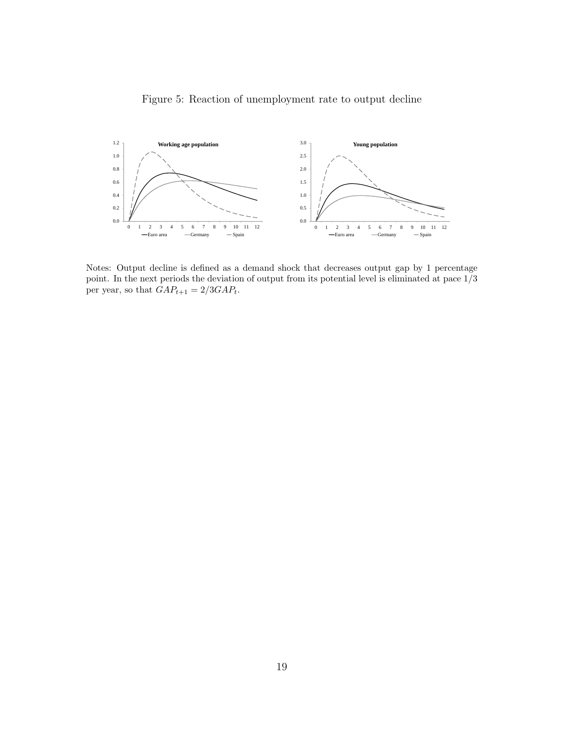Figure 5: Reaction of unemployment rate to output decline

Notes: Output decline is defined as a demand shock that decreases output gap by 1 percentage point. In the next periods the deviation of output from its potential level is eliminated at pace 1/3 per year, so that $GAP_{t+1} = 2/3 GAP_t$.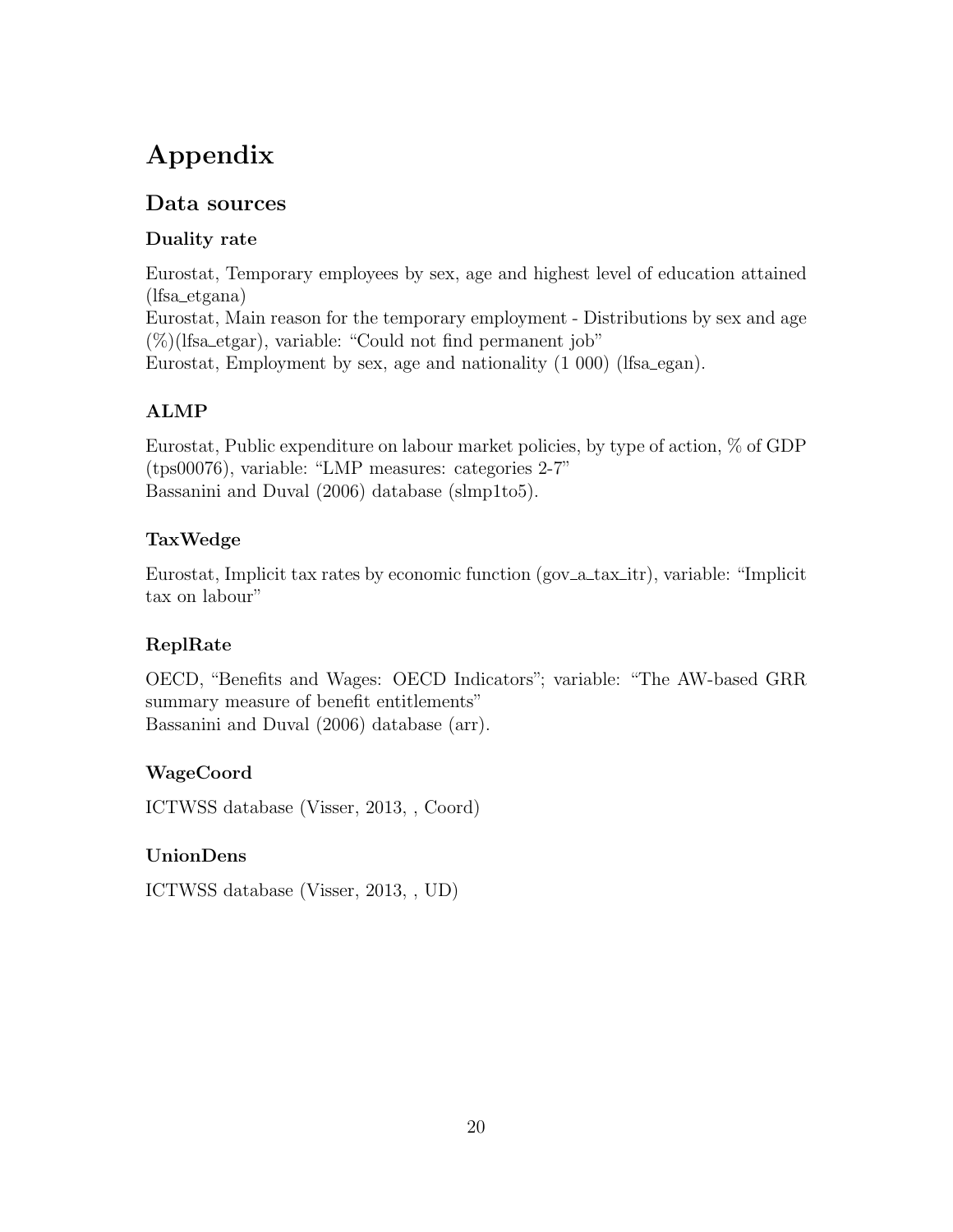# Appendix

## Data sources

### Duality rate

Eurostat, Temporary employees by sex, age and highest level of education attained (lfsa_etgana)
Eurostat, Main reason for the temporary employment - Distributions by sex and age (%)(lfsa_etgar), variable: "Could not find permanent job"
Eurostat, Employment by sex, age and nationality (1 000) (lfsa_egan).

### ALMP

Eurostat, Public expenditure on labour market policies, by type of action, % of GDP (tps00076), variable: "LMP measures: categories 2-7"
Bassanini and Duval (2006) database (slmp1to5).

### TaxWedge

Eurostat, Implicit tax rates by economic function (gov_a_tax_itr), variable: "Implicit tax on labour"

### ReplRate

OECD, "Benefits and Wages: OECD Indicators"; variable: "The AW-based GRR summary measure of benefit entitlements"
Bassanini and Duval (2006) database (arr).

### WageCoord

ICTWSS database (Visser, 2013, , Coord)

### UnionDens

ICTWSS database (Visser, 2013, , UD)